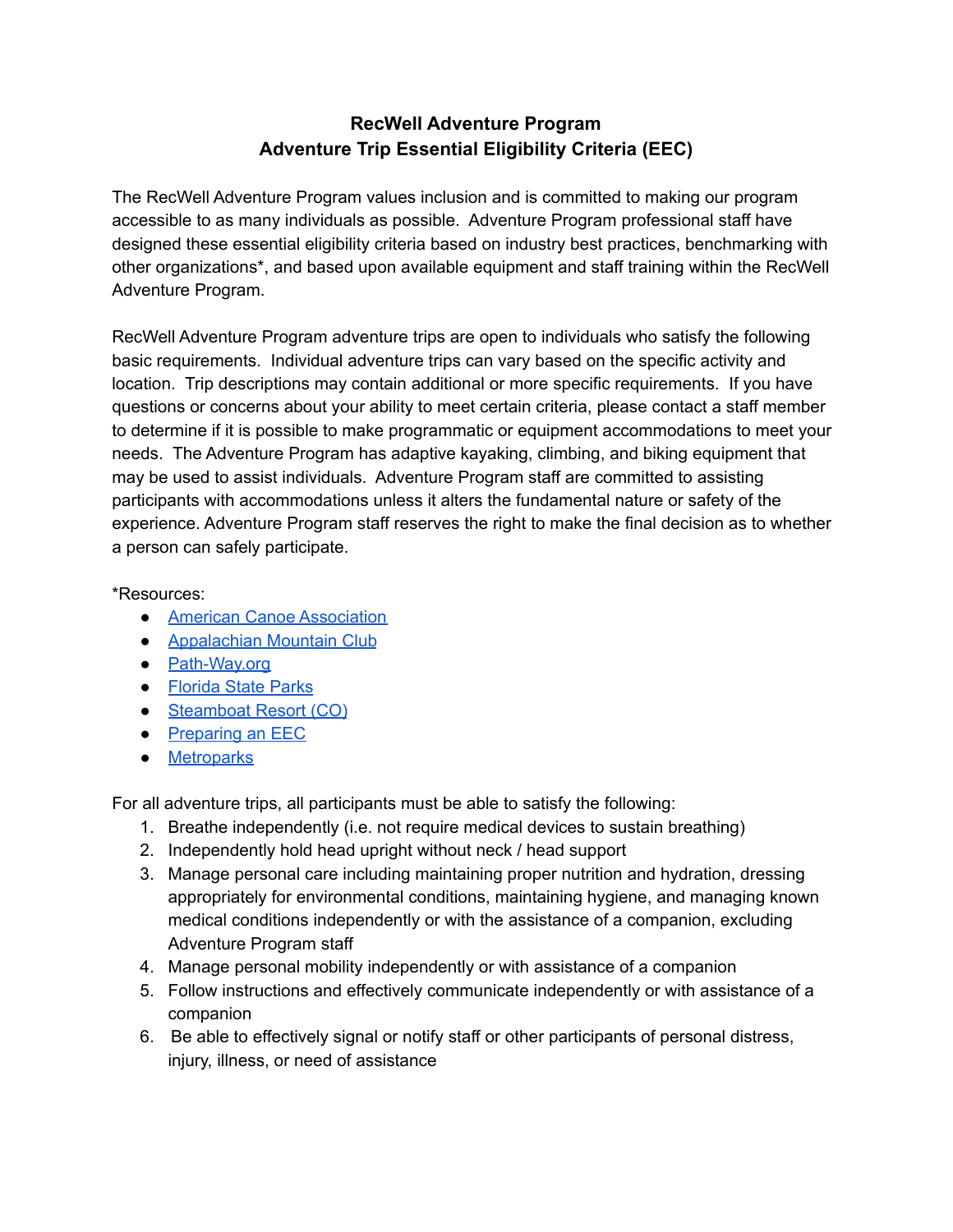# RecWell Adventure Program
## Adventure Trip Essential Eligibility Criteria (EEC)

The RecWell Adventure Program values inclusion and is committed to making our program accessible to as many individuals as possible. Adventure Program professional staff have designed these essential eligibility criteria based on industry best practices, benchmarking with other organizations*, and based upon available equipment and staff training within the RecWell Adventure Program.

RecWell Adventure Program adventure trips are open to individuals who satisfy the following basic requirements. Individual adventure trips can vary based on the specific activity and location. Trip descriptions may contain additional or more specific requirements. If you have questions or concerns about your ability to meet certain criteria, please contact a staff member to determine if it is possible to make programmatic or equipment accommodations to meet your needs. The Adventure Program has adaptive kayaking, climbing, and biking equipment that may be used to assist individuals. Adventure Program staff are committed to assisting participants with accommodations unless it alters the fundamental nature or safety of the experience. Adventure Program staff reserves the right to make the final decision as to whether a person can safely participate.

*Resources:

- American Canoe Association
- Appalachian Mountain Club
- Path-Way.org
- Florida State Parks
- Steamboat Resort (CO)
- Preparing an EEC
- Metroparks

For all adventure trips, all participants must be able to satisfy the following:

1. Breathe independently (i.e. not require medical devices to sustain breathing)
2. Independently hold head upright without neck / head support
3. Manage personal care including maintaining proper nutrition and hydration, dressing appropriately for environmental conditions, maintaining hygiene, and managing known medical conditions independently or with the assistance of a companion, excluding Adventure Program staff
4. Manage personal mobility independently or with assistance of a companion
5. Follow instructions and effectively communicate independently or with assistance of a companion
6. Be able to effectively signal or notify staff or other participants of personal distress, injury, illness, or need of assistance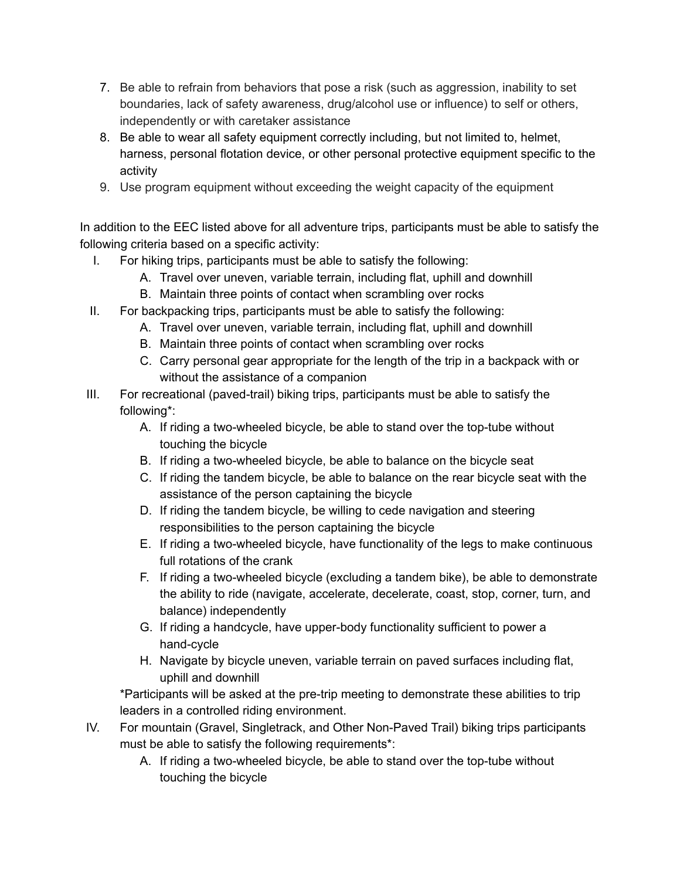7. Be able to refrain from behaviors that pose a risk (such as aggression, inability to set boundaries, lack of safety awareness, drug/alcohol use or influence) to self or others, independently or with caretaker assistance
8. Be able to wear all safety equipment correctly including, but not limited to, helmet, harness, personal flotation device, or other personal protective equipment specific to the activity
9. Use program equipment without exceeding the weight capacity of the equipment

In addition to the EEC listed above for all adventure trips, participants must be able to satisfy the following criteria based on a specific activity:

I. For hiking trips, participants must be able to satisfy the following:
    A. Travel over uneven, variable terrain, including flat, uphill and downhill
    B. Maintain three points of contact when scrambling over rocks
II. For backpacking trips, participants must be able to satisfy the following:
    A. Travel over uneven, variable terrain, including flat, uphill and downhill
    B. Maintain three points of contact when scrambling over rocks
    C. Carry personal gear appropriate for the length of the trip in a backpack with or without the assistance of a companion
III. For recreational (paved-trail) biking trips, participants must be able to satisfy the following*:
    A. If riding a two-wheeled bicycle, be able to stand over the top-tube without touching the bicycle
    B. If riding a two-wheeled bicycle, be able to balance on the bicycle seat
    C. If riding the tandem bicycle, be able to balance on the rear bicycle seat with the assistance of the person captaining the bicycle
    D. If riding the tandem bicycle, be willing to cede navigation and steering responsibilities to the person captaining the bicycle
    E. If riding a two-wheeled bicycle, have functionality of the legs to make continuous full rotations of the crank
    F. If riding a two-wheeled bicycle (excluding a tandem bike), be able to demonstrate the ability to ride (navigate, accelerate, decelerate, coast, stop, corner, turn, and balance) independently
    G. If riding a handcycle, have upper-body functionality sufficient to power a hand-cycle
    H. Navigate by bicycle uneven, variable terrain on paved surfaces including flat, uphill and downhill

    *Participants will be asked at the pre-trip meeting to demonstrate these abilities to trip leaders in a controlled riding environment.
IV. For mountain (Gravel, Singletrack, and Other Non-Paved Trail) biking trips participants must be able to satisfy the following requirements*:
    A. If riding a two-wheeled bicycle, be able to stand over the top-tube without touching the bicycle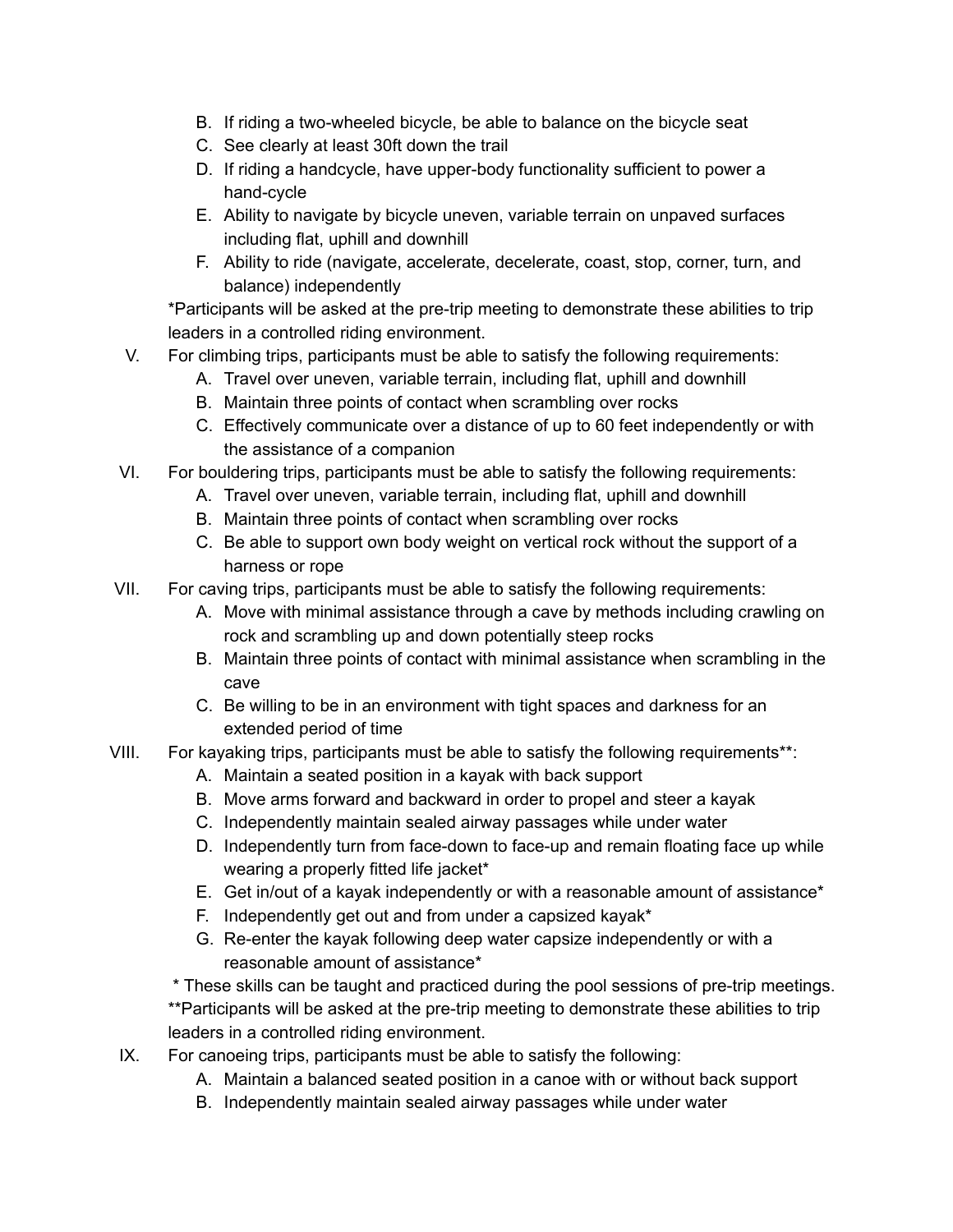B. If riding a two-wheeled bicycle, be able to balance on the bicycle seat
   C. See clearly at least 30ft down the trail
   D. If riding a handcycle, have upper-body functionality sufficient to power a hand-cycle
   E. Ability to navigate by bicycle uneven, variable terrain on unpaved surfaces including flat, uphill and downhill
   F. Ability to ride (navigate, accelerate, decelerate, coast, stop, corner, turn, and balance) independently

   *Participants will be asked at the pre-trip meeting to demonstrate these abilities to trip leaders in a controlled riding environment.

V. For climbing trips, participants must be able to satisfy the following requirements:
   A. Travel over uneven, variable terrain, including flat, uphill and downhill
   B. Maintain three points of contact when scrambling over rocks
   C. Effectively communicate over a distance of up to 60 feet independently or with the assistance of a companion

VI. For bouldering trips, participants must be able to satisfy the following requirements:
   A. Travel over uneven, variable terrain, including flat, uphill and downhill
   B. Maintain three points of contact when scrambling over rocks
   C. Be able to support own body weight on vertical rock without the support of a harness or rope

VII. For caving trips, participants must be able to satisfy the following requirements:
   A. Move with minimal assistance through a cave by methods including crawling on rock and scrambling up and down potentially steep rocks
   B. Maintain three points of contact with minimal assistance when scrambling in the cave
   C. Be willing to be in an environment with tight spaces and darkness for an extended period of time

VIII. For kayaking trips, participants must be able to satisfy the following requirements**:
   A. Maintain a seated position in a kayak with back support
   B. Move arms forward and backward in order to propel and steer a kayak
   C. Independently maintain sealed airway passages while under water
   D. Independently turn from face-down to face-up and remain floating face up while wearing a properly fitted life jacket*
   E. Get in/out of a kayak independently or with a reasonable amount of assistance*
   F. Independently get out and from under a capsized kayak*
   G. Re-enter the kayak following deep water capsize independently or with a reasonable amount of assistance*

   \* These skills can be taught and practiced during the pool sessions of pre-trip meetings.
   **Participants will be asked at the pre-trip meeting to demonstrate these abilities to trip leaders in a controlled riding environment.

IX. For canoeing trips, participants must be able to satisfy the following:
   A. Maintain a balanced seated position in a canoe with or without back support
   B. Independently maintain sealed airway passages while under water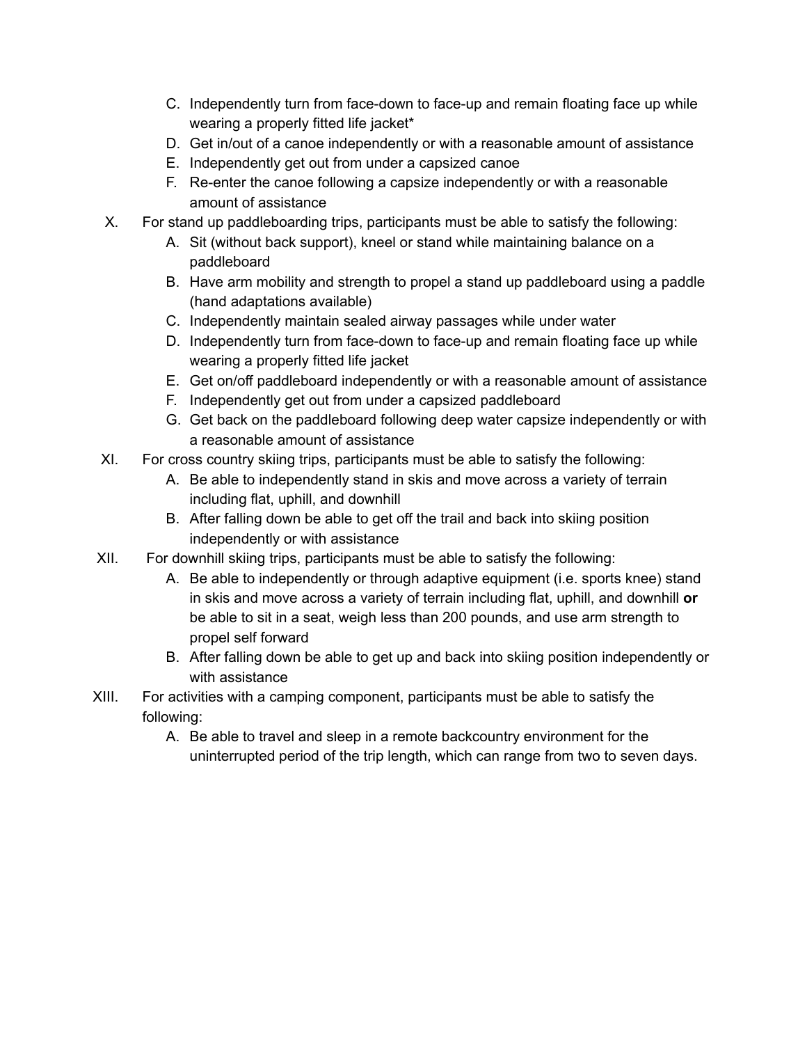C. Independently turn from face-down to face-up and remain floating face up while wearing a properly fitted life jacket*
D. Get in/out of a canoe independently or with a reasonable amount of assistance
E. Independently get out from under a capsized canoe
F. Re-enter the canoe following a capsize independently or with a reasonable amount of assistance

X. For stand up paddleboarding trips, participants must be able to satisfy the following:
   A. Sit (without back support), kneel or stand while maintaining balance on a paddleboard
   B. Have arm mobility and strength to propel a stand up paddleboard using a paddle (hand adaptations available)
   C. Independently maintain sealed airway passages while under water
   D. Independently turn from face-down to face-up and remain floating face up while wearing a properly fitted life jacket
   E. Get on/off paddleboard independently or with a reasonable amount of assistance
   F. Independently get out from under a capsized paddleboard
   G. Get back on the paddleboard following deep water capsize independently or with a reasonable amount of assistance

XI. For cross country skiing trips, participants must be able to satisfy the following:
   A. Be able to independently stand in skis and move across a variety of terrain including flat, uphill, and downhill
   B. After falling down be able to get off the trail and back into skiing position independently or with assistance

XII. For downhill skiing trips, participants must be able to satisfy the following:
   A. Be able to independently or through adaptive equipment (i.e. sports knee) stand in skis and move across a variety of terrain including flat, uphill, and downhill **or** be able to sit in a seat, weigh less than 200 pounds, and use arm strength to propel self forward
   B. After falling down be able to get up and back into skiing position independently or with assistance

XIII. For activities with a camping component, participants must be able to satisfy the following:
   A. Be able to travel and sleep in a remote backcountry environment for the uninterrupted period of the trip length, which can range from two to seven days.